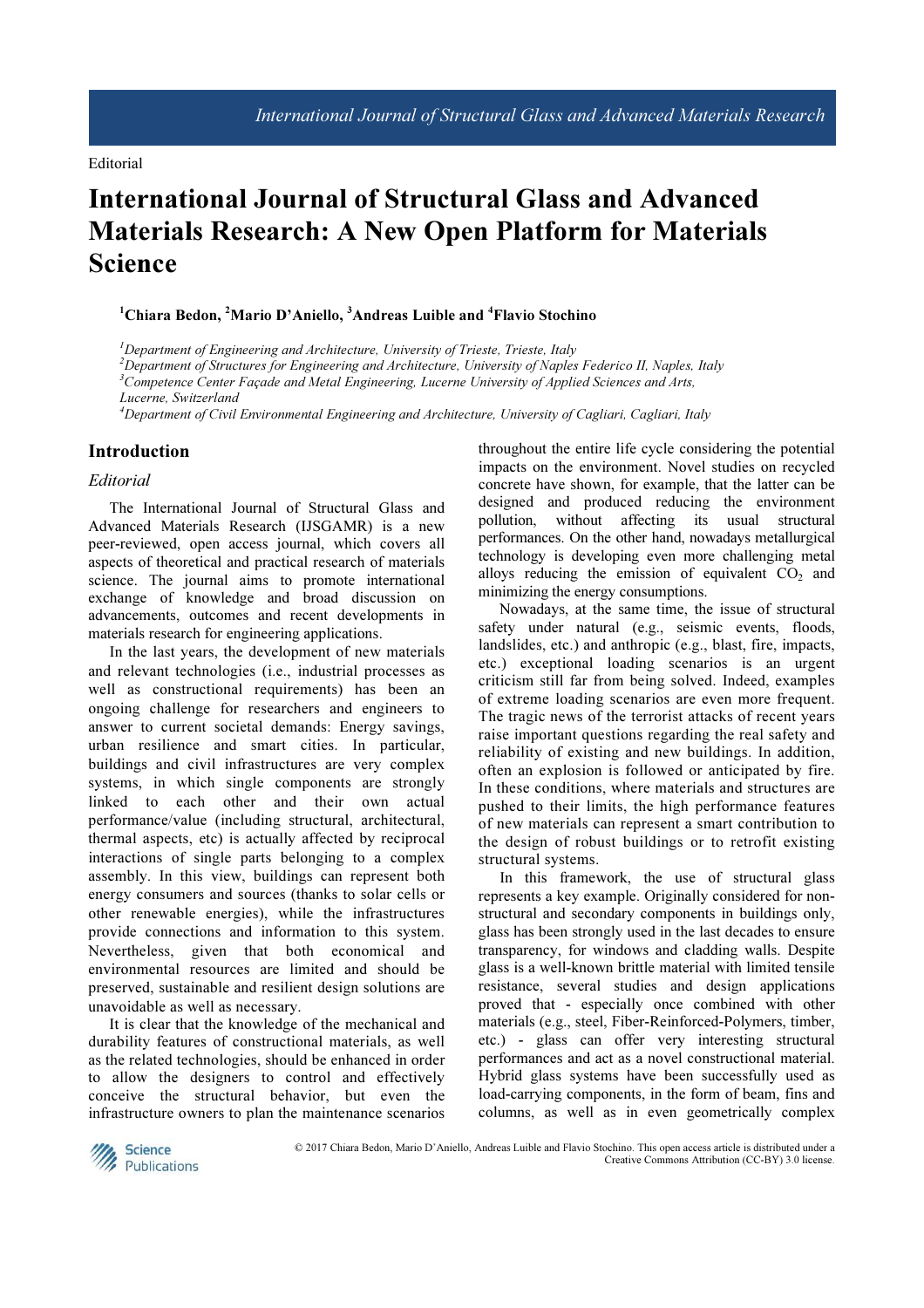Editorial

# International Journal of Structural Glass and Advanced Materials Research: A New Open Platform for Materials Science

**[1]Chiara Bedon, [2]Mario D'Aniello, [3]Andreas Luible and [4]Flavio Stochino**

*[1]Department of Engineering and Architecture, University of Trieste, Trieste, Italy*
*[2]Department of Structures for Engineering and Architecture, University of Naples Federico II, Naples, Italy*
*[3]Competence Center Façade and Metal Engineering, Lucerne University of Applied Sciences and Arts, Lucerne, Switzerland*
*[4]Department of Civil Environmental Engineering and Architecture, University of Cagliari, Cagliari, Italy*

## Introduction

### *Editorial*

The International Journal of Structural Glass and Advanced Materials Research (IJSGAMR) is a new peer-reviewed, open access journal, which covers all aspects of theoretical and practical research of materials science. The journal aims to promote international exchange of knowledge and broad discussion on advancements, outcomes and recent developments in materials research for engineering applications.

In the last years, the development of new materials and relevant technologies (i.e., industrial processes as well as constructional requirements) has been an ongoing challenge for researchers and engineers to answer to current societal demands: Energy savings, urban resilience and smart cities. In particular, buildings and civil infrastructures are very complex systems, in which single components are strongly linked to each other and their own actual performance/value (including structural, architectural, thermal aspects, etc) is actually affected by reciprocal interactions of single parts belonging to a complex assembly. In this view, buildings can represent both energy consumers and sources (thanks to solar cells or other renewable energies), while the infrastructures provide connections and information to this system. Nevertheless, given that both economical and environmental resources are limited and should be preserved, sustainable and resilient design solutions are unavoidable as well as necessary.

It is clear that the knowledge of the mechanical and durability features of constructional materials, as well as the related technologies, should be enhanced in order to allow the designers to control and effectively conceive the structural behavior, but even the infrastructure owners to plan the maintenance scenarios throughout the entire life cycle considering the potential impacts on the environment. Novel studies on recycled concrete have shown, for example, that the latter can be designed and produced reducing the environment pollution, without affecting its usual structural performances. On the other hand, nowadays metallurgical technology is developing even more challenging metal alloys reducing the emission of equivalent $CO_2$ and minimizing the energy consumptions.

Nowadays, at the same time, the issue of structural safety under natural (e.g., seismic events, floods, landslides, etc.) and anthropic (e.g., blast, fire, impacts, etc.) exceptional loading scenarios is an urgent criticism still far from being solved. Indeed, examples of extreme loading scenarios are even more frequent. The tragic news of the terrorist attacks of recent years raise important questions regarding the real safety and reliability of existing and new buildings. In addition, often an explosion is followed or anticipated by fire. In these conditions, where materials and structures are pushed to their limits, the high performance features of new materials can represent a smart contribution to the design of robust buildings or to retrofit existing structural systems.

In this framework, the use of structural glass represents a key example. Originally considered for non-structural and secondary components in buildings only, glass has been strongly used in the last decades to ensure transparency, for windows and cladding walls. Despite glass is a well-known brittle material with limited tensile resistance, several studies and design applications proved that - especially once combined with other materials (e.g., steel, Fiber-Reinforced-Polymers, timber, etc.) - glass can offer very interesting structural performances and act as a novel constructional material. Hybrid glass systems have been successfully used as load-carrying components, in the form of beam, fins and columns, as well as in even geometrically complex

© 2017 Chiara Bedon, Mario D'Aniello, Andreas Luible and Flavio Stochino. This open access article is distributed under a Creative Commons Attribution (CC-BY) 3.0 license.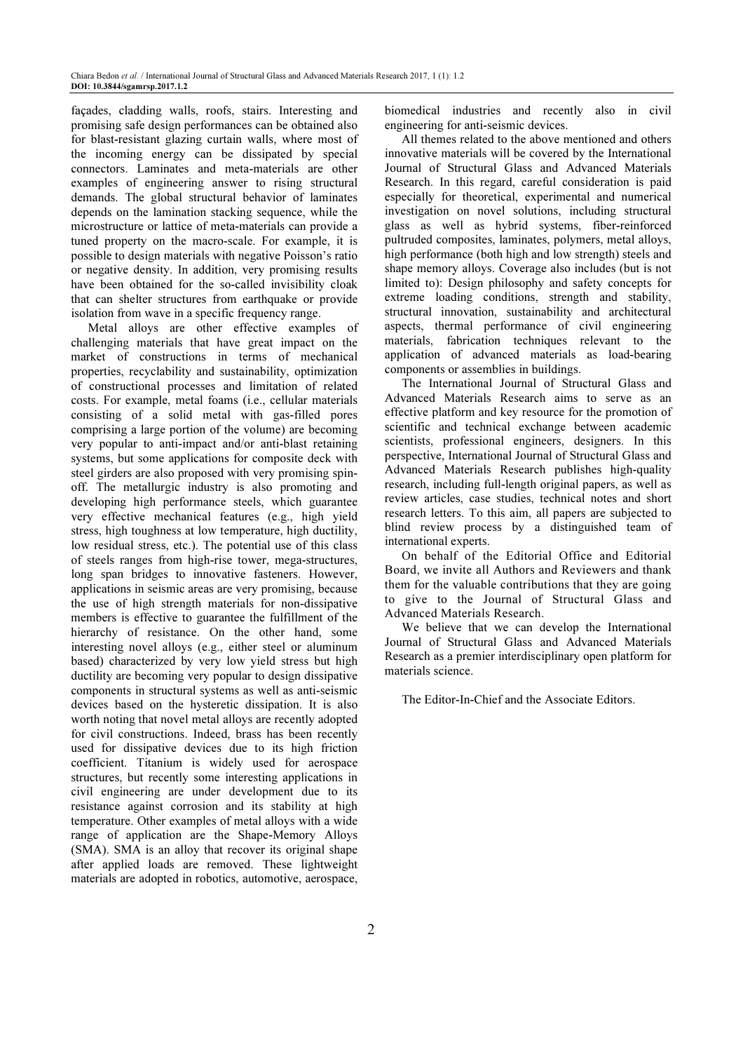façades, cladding walls, roofs, stairs. Interesting and promising safe design performances can be obtained also for blast-resistant glazing curtain walls, where most of the incoming energy can be dissipated by special connectors. Laminates and meta-materials are other examples of engineering answer to rising structural demands. The global structural behavior of laminates depends on the lamination stacking sequence, while the microstructure or lattice of meta-materials can provide a tuned property on the macro-scale. For example, it is possible to design materials with negative Poisson's ratio or negative density. In addition, very promising results have been obtained for the so-called invisibility cloak that can shelter structures from earthquake or provide isolation from wave in a specific frequency range.

Metal alloys are other effective examples of challenging materials that have great impact on the market of constructions in terms of mechanical properties, recyclability and sustainability, optimization of constructional processes and limitation of related costs. For example, metal foams (i.e., cellular materials consisting of a solid metal with gas-filled pores comprising a large portion of the volume) are becoming very popular to anti-impact and/or anti-blast retaining systems, but some applications for composite deck with steel girders are also proposed with very promising spin-off. The metallurgic industry is also promoting and developing high performance steels, which guarantee very effective mechanical features (e.g., high yield stress, high toughness at low temperature, high ductility, low residual stress, etc.). The potential use of this class of steels ranges from high-rise tower, mega-structures, long span bridges to innovative fasteners. However, applications in seismic areas are very promising, because the use of high strength materials for non-dissipative members is effective to guarantee the fulfillment of the hierarchy of resistance. On the other hand, some interesting novel alloys (e.g., either steel or aluminum based) characterized by very low yield stress but high ductility are becoming very popular to design dissipative components in structural systems as well as anti-seismic devices based on the hysteretic dissipation. It is also worth noting that novel metal alloys are recently adopted for civil constructions. Indeed, brass has been recently used for dissipative devices due to its high friction coefficient. Titanium is widely used for aerospace structures, but recently some interesting applications in civil engineering are under development due to its resistance against corrosion and its stability at high temperature. Other examples of metal alloys with a wide range of application are the Shape-Memory Alloys (SMA). SMA is an alloy that recover its original shape after applied loads are removed. These lightweight materials are adopted in robotics, automotive, aerospace, biomedical industries and recently also in civil engineering for anti-seismic devices.

All themes related to the above mentioned and others innovative materials will be covered by the International Journal of Structural Glass and Advanced Materials Research. In this regard, careful consideration is paid especially for theoretical, experimental and numerical investigation on novel solutions, including structural glass as well as hybrid systems, fiber-reinforced pultruded composites, laminates, polymers, metal alloys, high performance (both high and low strength) steels and shape memory alloys. Coverage also includes (but is not limited to): Design philosophy and safety concepts for extreme loading conditions, strength and stability, structural innovation, sustainability and architectural aspects, thermal performance of civil engineering materials, fabrication techniques relevant to the application of advanced materials as load-bearing components or assemblies in buildings.

The International Journal of Structural Glass and Advanced Materials Research aims to serve as an effective platform and key resource for the promotion of scientific and technical exchange between academic scientists, professional engineers, designers. In this perspective, International Journal of Structural Glass and Advanced Materials Research publishes high-quality research, including full-length original papers, as well as review articles, case studies, technical notes and short research letters. To this aim, all papers are subjected to blind review process by a distinguished team of international experts.

On behalf of the Editorial Office and Editorial Board, we invite all Authors and Reviewers and thank them for the valuable contributions that they are going to give to the Journal of Structural Glass and Advanced Materials Research.

We believe that we can develop the International Journal of Structural Glass and Advanced Materials Research as a premier interdisciplinary open platform for materials science.

The Editor-In-Chief and the Associate Editors.